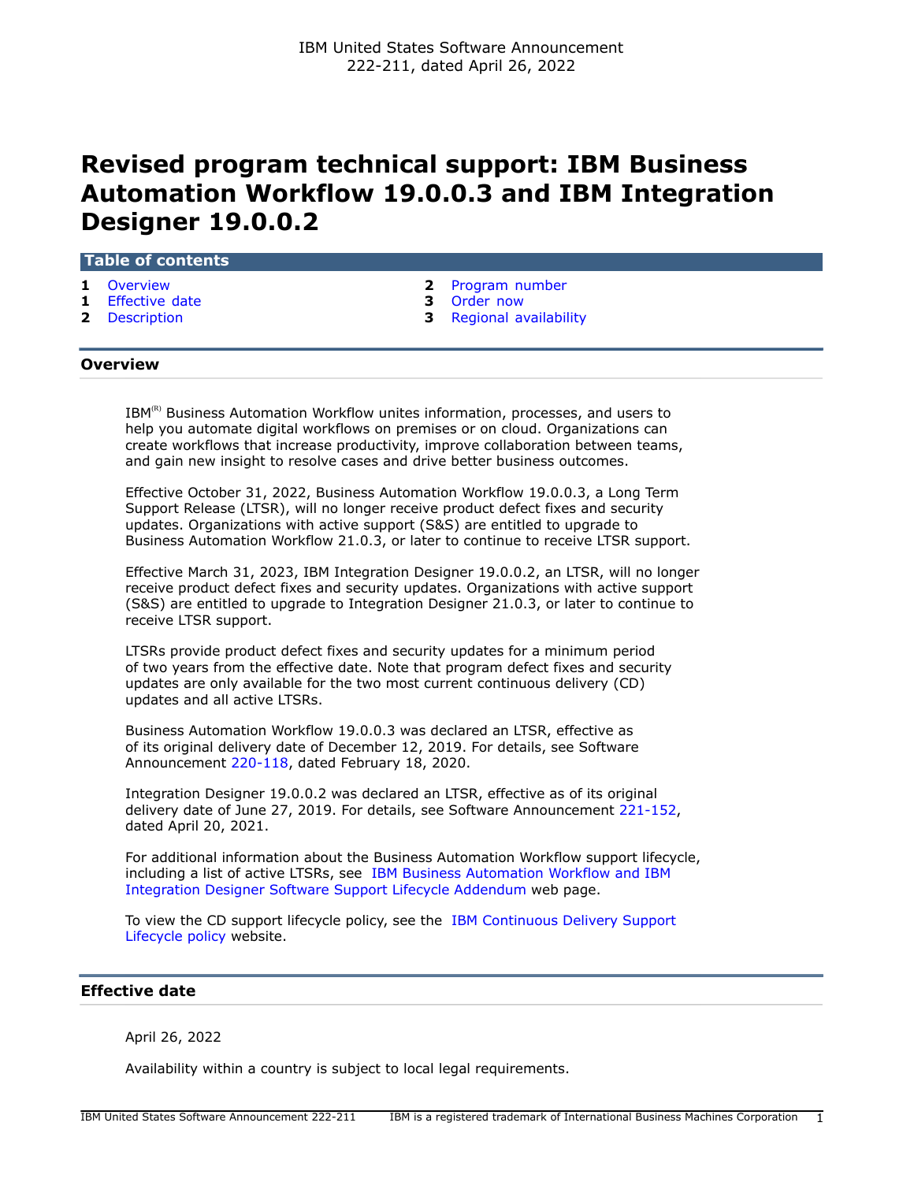IBM United States Software Announcement
222-211, dated April 26, 2022

# Revised program technical support: IBM Business Automation Workflow 19.0.0.3 and IBM Integration Designer 19.0.0.2

**Table of contents**

- **1** Overview
- **1** Effective date
- **2** Description
- **2** Program number
- **3** Order now
- **3** Regional availability

## Overview

IBM(R) Business Automation Workflow unites information, processes, and users to help you automate digital workflows on premises or on cloud. Organizations can create workflows that increase productivity, improve collaboration between teams, and gain new insight to resolve cases and drive better business outcomes.

Effective October 31, 2022, Business Automation Workflow 19.0.0.3, a Long Term Support Release (LTSR), will no longer receive product defect fixes and security updates. Organizations with active support (S&S) are entitled to upgrade to Business Automation Workflow 21.0.3, or later to continue to receive LTSR support.

Effective March 31, 2023, IBM Integration Designer 19.0.0.2, an LTSR, will no longer receive product defect fixes and security updates. Organizations with active support (S&S) are entitled to upgrade to Integration Designer 21.0.3, or later to continue to receive LTSR support.

LTSRs provide product defect fixes and security updates for a minimum period of two years from the effective date. Note that program defect fixes and security updates are only available for the two most current continuous delivery (CD) updates and all active LTSRs.

Business Automation Workflow 19.0.0.3 was declared an LTSR, effective as of its original delivery date of December 12, 2019. For details, see Software Announcement 220-118, dated February 18, 2020.

Integration Designer 19.0.0.2 was declared an LTSR, effective as of its original delivery date of June 27, 2019. For details, see Software Announcement 221-152, dated April 20, 2021.

For additional information about the Business Automation Workflow support lifecycle, including a list of active LTSRs, see IBM Business Automation Workflow and IBM Integration Designer Software Support Lifecycle Addendum web page.

To view the CD support lifecycle policy, see the IBM Continuous Delivery Support Lifecycle policy website.

## Effective date

April 26, 2022

Availability within a country is subject to local legal requirements.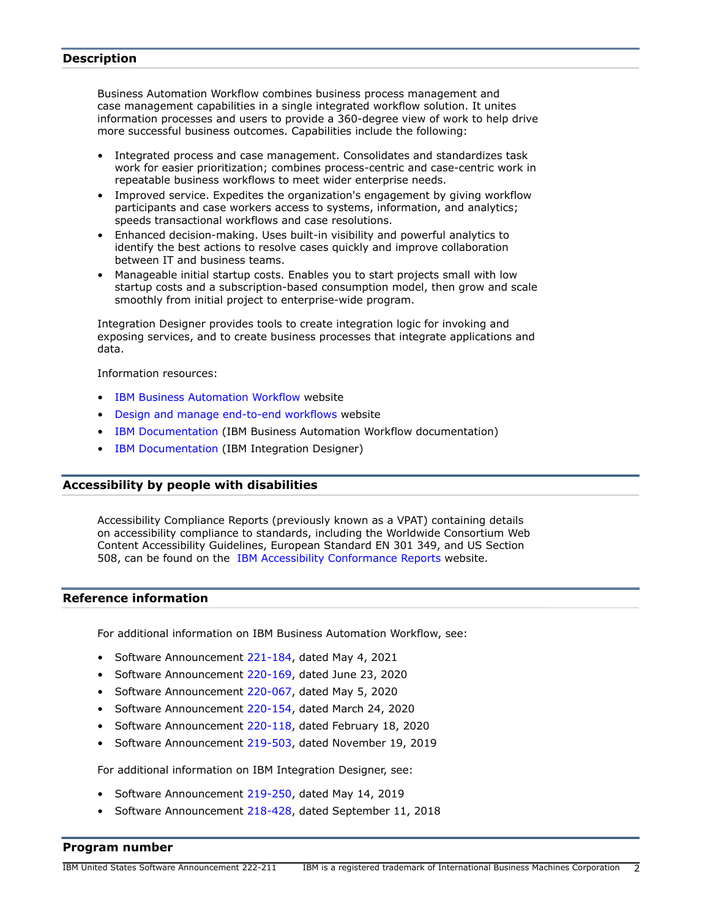## Description

Business Automation Workflow combines business process management and case management capabilities in a single integrated workflow solution. It unites information processes and users to provide a 360-degree view of work to help drive more successful business outcomes. Capabilities include the following:

- Integrated process and case management. Consolidates and standardizes task work for easier prioritization; combines process-centric and case-centric work in repeatable business workflows to meet wider enterprise needs.
- Improved service. Expedites the organization's engagement by giving workflow participants and case workers access to systems, information, and analytics; speeds transactional workflows and case resolutions.
- Enhanced decision-making. Uses built-in visibility and powerful analytics to identify the best actions to resolve cases quickly and improve collaboration between IT and business teams.
- Manageable initial startup costs. Enables you to start projects small with low startup costs and a subscription-based consumption model, then grow and scale smoothly from initial project to enterprise-wide program.

Integration Designer provides tools to create integration logic for invoking and exposing services, and to create business processes that integrate applications and data.

Information resources:

- IBM Business Automation Workflow website
- Design and manage end-to-end workflows website
- IBM Documentation (IBM Business Automation Workflow documentation)
- IBM Documentation (IBM Integration Designer)

## Accessibility by people with disabilities

Accessibility Compliance Reports (previously known as a VPAT) containing details on accessibility compliance to standards, including the Worldwide Consortium Web Content Accessibility Guidelines, European Standard EN 301 349, and US Section 508, can be found on the IBM Accessibility Conformance Reports website.

## Reference information

For additional information on IBM Business Automation Workflow, see:

- Software Announcement 221-184, dated May 4, 2021
- Software Announcement 220-169, dated June 23, 2020
- Software Announcement 220-067, dated May 5, 2020
- Software Announcement 220-154, dated March 24, 2020
- Software Announcement 220-118, dated February 18, 2020
- Software Announcement 219-503, dated November 19, 2019

For additional information on IBM Integration Designer, see:

- Software Announcement 219-250, dated May 14, 2019
- Software Announcement 218-428, dated September 11, 2018

## Program number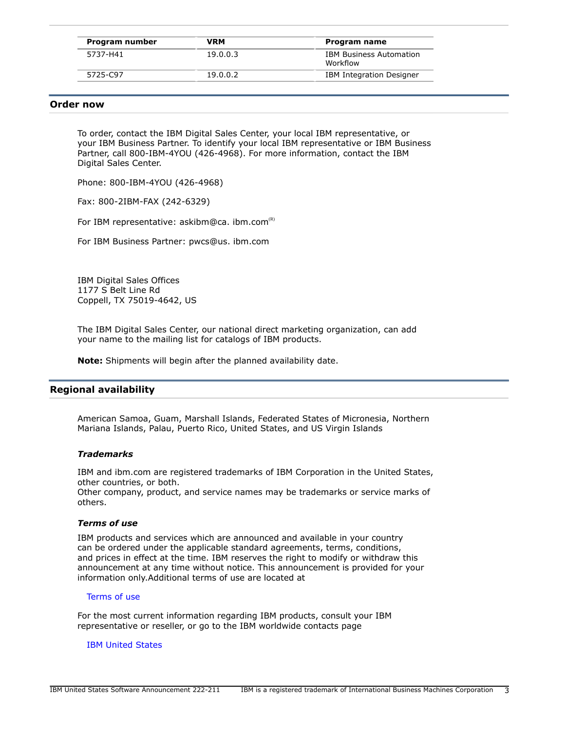| Program number | VRM | Program name |
|---|---|---|
| 5737-H41 | 19.0.0.3 | IBM Business Automation Workflow |
| 5725-C97 | 19.0.0.2 | IBM Integration Designer |

## Order now

To order, contact the IBM Digital Sales Center, your local IBM representative, or your IBM Business Partner. To identify your local IBM representative or IBM Business Partner, call 800-IBM-4YOU (426-4968). For more information, contact the IBM Digital Sales Center.

Phone: 800-IBM-4YOU (426-4968)

Fax: 800-2IBM-FAX (242-6329)

For IBM representative: askibm@ca. ibm.com(R)

For IBM Business Partner: pwcs@us. ibm.com

IBM Digital Sales Offices
1177 S Belt Line Rd
Coppell, TX 75019-4642, US

The IBM Digital Sales Center, our national direct marketing organization, can add your name to the mailing list for catalogs of IBM products.

**Note:** Shipments will begin after the planned availability date.

## Regional availability

American Samoa, Guam, Marshall Islands, Federated States of Micronesia, Northern Mariana Islands, Palau, Puerto Rico, United States, and US Virgin Islands

### *Trademarks*

IBM and ibm.com are registered trademarks of IBM Corporation in the United States, other countries, or both.
Other company, product, and service names may be trademarks or service marks of others.

### *Terms of use*

IBM products and services which are announced and available in your country can be ordered under the applicable standard agreements, terms, conditions, and prices in effect at the time. IBM reserves the right to modify or withdraw this announcement at any time without notice. This announcement is provided for your information only.Additional terms of use are located at

Terms of use

For the most current information regarding IBM products, consult your IBM representative or reseller, or go to the IBM worldwide contacts page

IBM United States